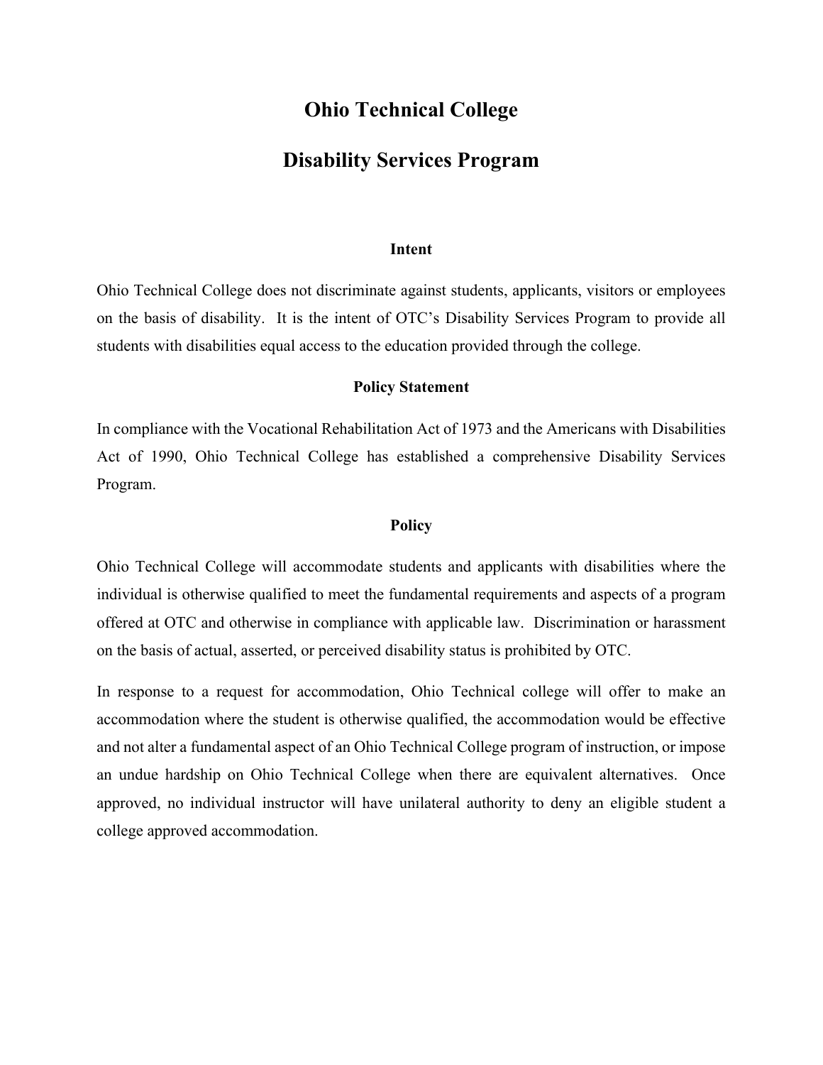# Ohio Technical College

## Disability Services Program

### Intent

Ohio Technical College does not discriminate against students, applicants, visitors or employees on the basis of disability. It is the intent of OTC's Disability Services Program to provide all students with disabilities equal access to the education provided through the college.

### Policy Statement

In compliance with the Vocational Rehabilitation Act of 1973 and the Americans with Disabilities Act of 1990, Ohio Technical College has established a comprehensive Disability Services Program.

### Policy

Ohio Technical College will accommodate students and applicants with disabilities where the individual is otherwise qualified to meet the fundamental requirements and aspects of a program offered at OTC and otherwise in compliance with applicable law. Discrimination or harassment on the basis of actual, asserted, or perceived disability status is prohibited by OTC.

In response to a request for accommodation, Ohio Technical college will offer to make an accommodation where the student is otherwise qualified, the accommodation would be effective and not alter a fundamental aspect of an Ohio Technical College program of instruction, or impose an undue hardship on Ohio Technical College when there are equivalent alternatives. Once approved, no individual instructor will have unilateral authority to deny an eligible student a college approved accommodation.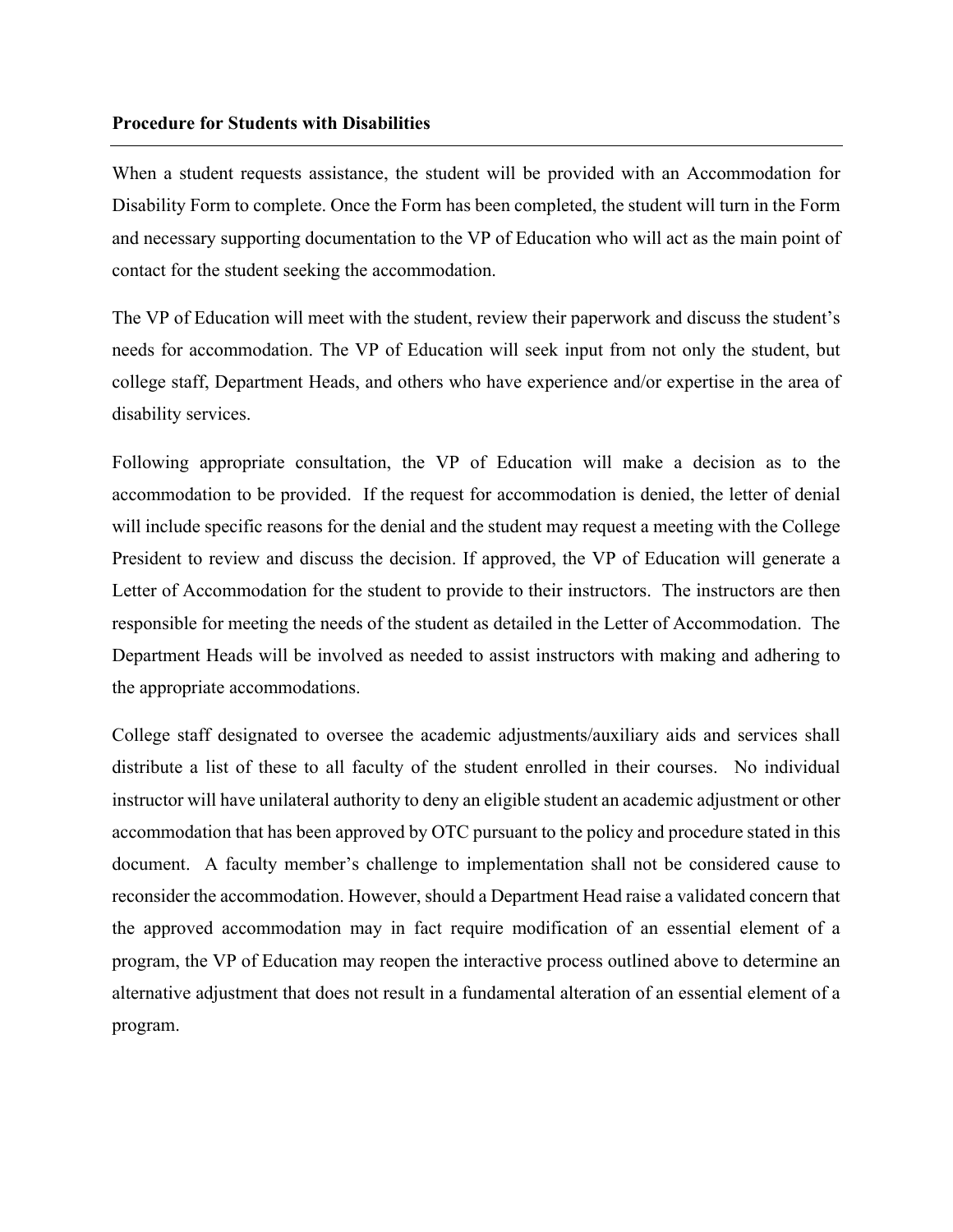**Procedure for Students with Disabilities**

---

When a student requests assistance, the student will be provided with an Accommodation for Disability Form to complete. Once the Form has been completed, the student will turn in the Form and necessary supporting documentation to the VP of Education who will act as the main point of contact for the student seeking the accommodation.

The VP of Education will meet with the student, review their paperwork and discuss the student's needs for accommodation. The VP of Education will seek input from not only the student, but college staff, Department Heads, and others who have experience and/or expertise in the area of disability services.

Following appropriate consultation, the VP of Education will make a decision as to the accommodation to be provided. If the request for accommodation is denied, the letter of denial will include specific reasons for the denial and the student may request a meeting with the College President to review and discuss the decision. If approved, the VP of Education will generate a Letter of Accommodation for the student to provide to their instructors. The instructors are then responsible for meeting the needs of the student as detailed in the Letter of Accommodation. The Department Heads will be involved as needed to assist instructors with making and adhering to the appropriate accommodations.

College staff designated to oversee the academic adjustments/auxiliary aids and services shall distribute a list of these to all faculty of the student enrolled in their courses. No individual instructor will have unilateral authority to deny an eligible student an academic adjustment or other accommodation that has been approved by OTC pursuant to the policy and procedure stated in this document. A faculty member's challenge to implementation shall not be considered cause to reconsider the accommodation. However, should a Department Head raise a validated concern that the approved accommodation may in fact require modification of an essential element of a program, the VP of Education may reopen the interactive process outlined above to determine an alternative adjustment that does not result in a fundamental alteration of an essential element of a program.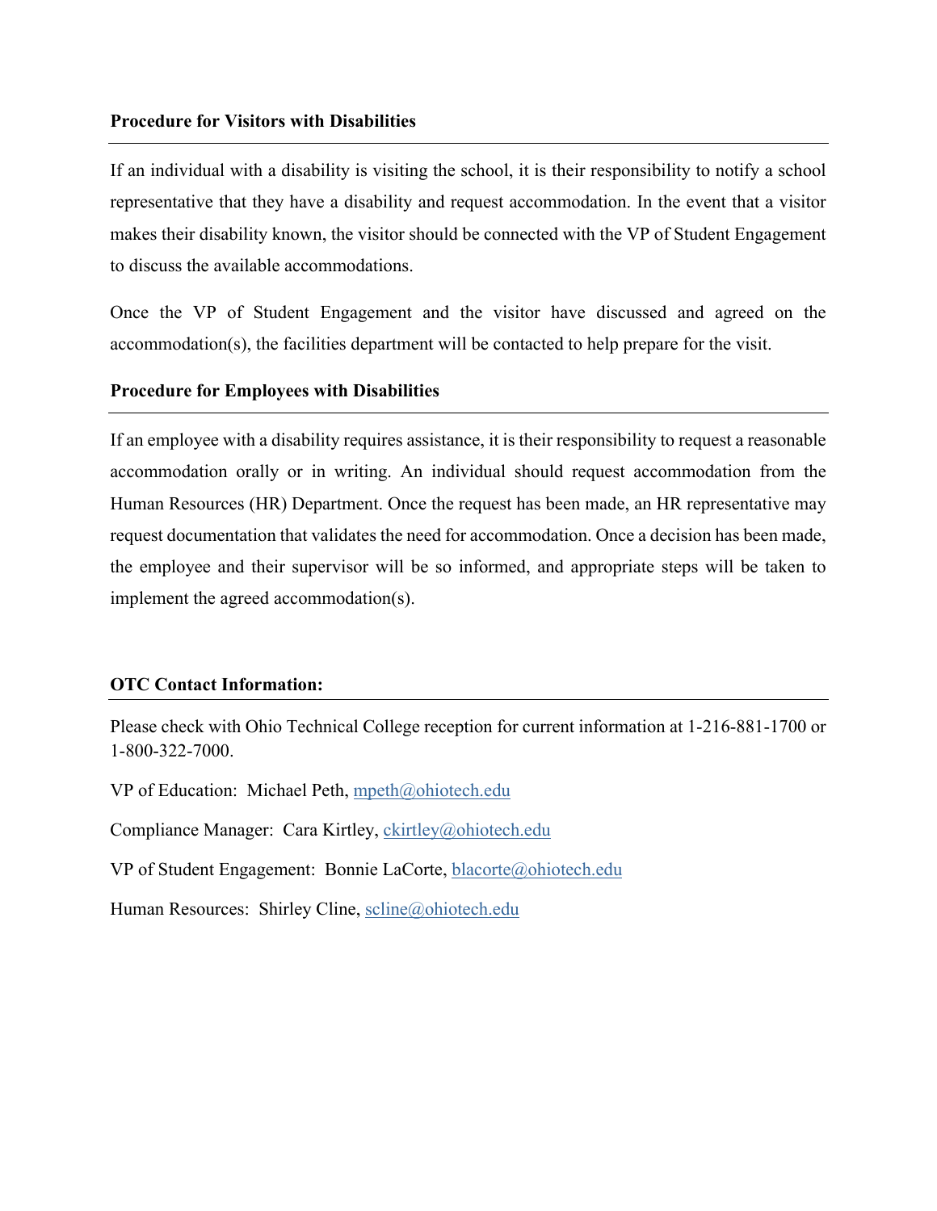**Procedure for Visitors with Disabilities**

If an individual with a disability is visiting the school, it is their responsibility to notify a school representative that they have a disability and request accommodation. In the event that a visitor makes their disability known, the visitor should be connected with the VP of Student Engagement to discuss the available accommodations.

Once the VP of Student Engagement and the visitor have discussed and agreed on the accommodation(s), the facilities department will be contacted to help prepare for the visit.

**Procedure for Employees with Disabilities**

If an employee with a disability requires assistance, it is their responsibility to request a reasonable accommodation orally or in writing. An individual should request accommodation from the Human Resources (HR) Department. Once the request has been made, an HR representative may request documentation that validates the need for accommodation. Once a decision has been made, the employee and their supervisor will be so informed, and appropriate steps will be taken to implement the agreed accommodation(s).

**OTC Contact Information:**

Please check with Ohio Technical College reception for current information at 1-216-881-1700 or 1-800-322-7000.

VP of Education: Michael Peth, mpeth@ohiotech.edu

Compliance Manager: Cara Kirtley, ckirtley@ohiotech.edu

VP of Student Engagement: Bonnie LaCorte, blacorte@ohiotech.edu

Human Resources: Shirley Cline, scline@ohiotech.edu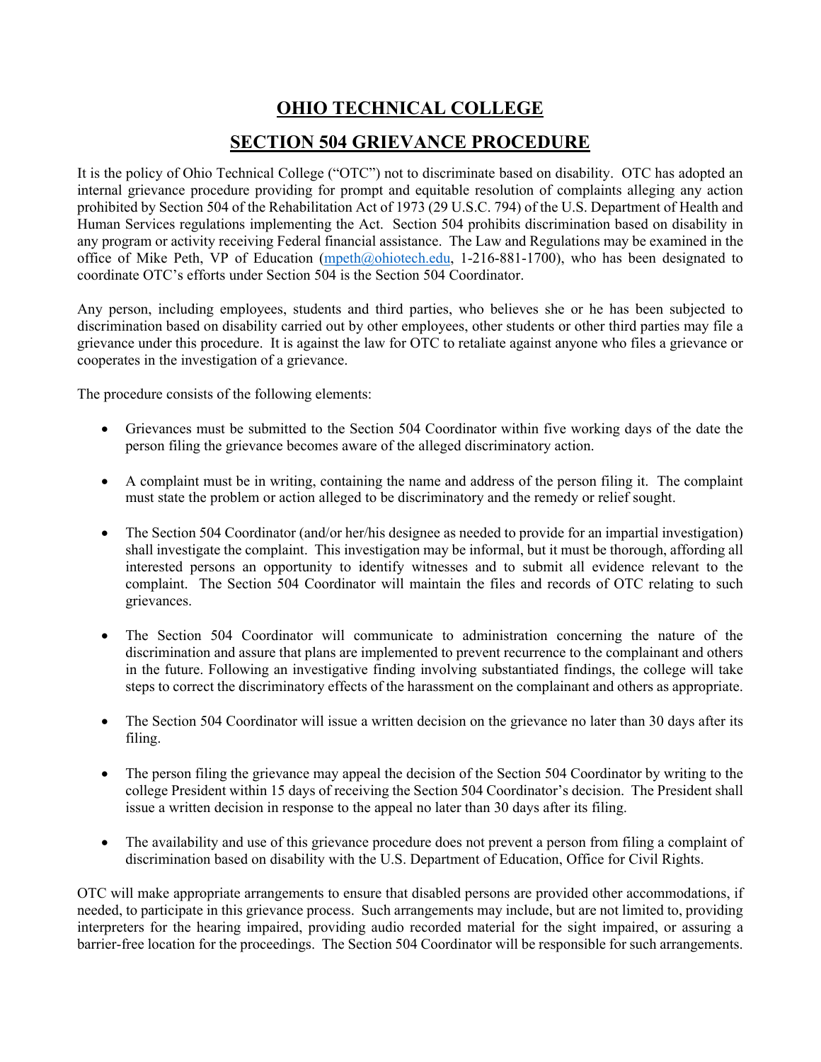# OHIO TECHNICAL COLLEGE

## SECTION 504 GRIEVANCE PROCEDURE

It is the policy of Ohio Technical College ("OTC") not to discriminate based on disability. OTC has adopted an internal grievance procedure providing for prompt and equitable resolution of complaints alleging any action prohibited by Section 504 of the Rehabilitation Act of 1973 (29 U.S.C. 794) of the U.S. Department of Health and Human Services regulations implementing the Act. Section 504 prohibits discrimination based on disability in any program or activity receiving Federal financial assistance. The Law and Regulations may be examined in the office of Mike Peth, VP of Education (mpeth@ohiotech.edu, 1-216-881-1700), who has been designated to coordinate OTC's efforts under Section 504 is the Section 504 Coordinator.

Any person, including employees, students and third parties, who believes she or he has been subjected to discrimination based on disability carried out by other employees, other students or other third parties may file a grievance under this procedure. It is against the law for OTC to retaliate against anyone who files a grievance or cooperates in the investigation of a grievance.

The procedure consists of the following elements:

- Grievances must be submitted to the Section 504 Coordinator within five working days of the date the person filing the grievance becomes aware of the alleged discriminatory action.
- A complaint must be in writing, containing the name and address of the person filing it. The complaint must state the problem or action alleged to be discriminatory and the remedy or relief sought.
- The Section 504 Coordinator (and/or her/his designee as needed to provide for an impartial investigation) shall investigate the complaint. This investigation may be informal, but it must be thorough, affording all interested persons an opportunity to identify witnesses and to submit all evidence relevant to the complaint. The Section 504 Coordinator will maintain the files and records of OTC relating to such grievances.
- The Section 504 Coordinator will communicate to administration concerning the nature of the discrimination and assure that plans are implemented to prevent recurrence to the complainant and others in the future. Following an investigative finding involving substantiated findings, the college will take steps to correct the discriminatory effects of the harassment on the complainant and others as appropriate.
- The Section 504 Coordinator will issue a written decision on the grievance no later than 30 days after its filing.
- The person filing the grievance may appeal the decision of the Section 504 Coordinator by writing to the college President within 15 days of receiving the Section 504 Coordinator's decision. The President shall issue a written decision in response to the appeal no later than 30 days after its filing.
- The availability and use of this grievance procedure does not prevent a person from filing a complaint of discrimination based on disability with the U.S. Department of Education, Office for Civil Rights.

OTC will make appropriate arrangements to ensure that disabled persons are provided other accommodations, if needed, to participate in this grievance process. Such arrangements may include, but are not limited to, providing interpreters for the hearing impaired, providing audio recorded material for the sight impaired, or assuring a barrier-free location for the proceedings. The Section 504 Coordinator will be responsible for such arrangements.